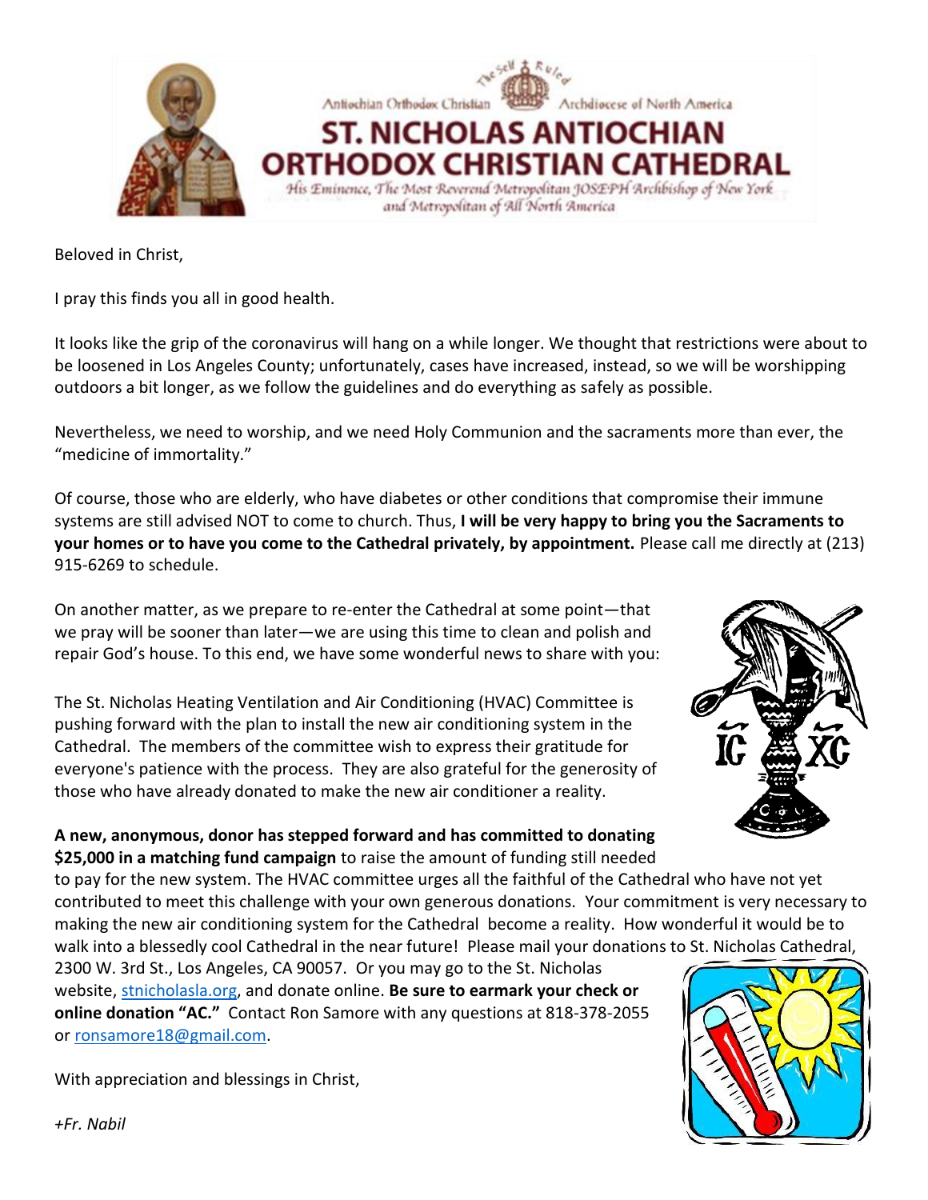Antiochian Orthodox Christian — The Self Ruled — Archdiocese of North America

# ST. NICHOLAS ANTIOCHIAN ORTHODOX CHRISTIAN CATHEDRAL

*His Eminence, The Most Reverend Metropolitan JOSEPH Archbishop of New York and Metropolitan of All North America*

Beloved in Christ,

I pray this finds you all in good health.

It looks like the grip of the coronavirus will hang on a while longer. We thought that restrictions were about to be loosened in Los Angeles County; unfortunately, cases have increased, instead, so we will be worshipping outdoors a bit longer, as we follow the guidelines and do everything as safely as possible.

Nevertheless, we need to worship, and we need Holy Communion and the sacraments more than ever, the "medicine of immortality."

Of course, those who are elderly, who have diabetes or other conditions that compromise their immune systems are still advised NOT to come to church. Thus, **I will be very happy to bring you the Sacraments to your homes or to have you come to the Cathedral privately, by appointment.** Please call me directly at (213) 915-6269 to schedule.

On another matter, as we prepare to re-enter the Cathedral at some point—that we pray will be sooner than later—we are using this time to clean and polish and repair God's house. To this end, we have some wonderful news to share with you:

The St. Nicholas Heating Ventilation and Air Conditioning (HVAC) Committee is pushing forward with the plan to install the new air conditioning system in the Cathedral. The members of the committee wish to express their gratitude for everyone's patience with the process. They are also grateful for the generosity of those who have already donated to make the new air conditioner a reality.

**A new, anonymous, donor has stepped forward and has committed to donating $25,000 in a matching fund campaign** to raise the amount of funding still needed to pay for the new system. The HVAC committee urges all the faithful of the Cathedral who have not yet contributed to meet this challenge with your own generous donations. Your commitment is very necessary to making the new air conditioning system for the Cathedral become a reality. How wonderful it would be to walk into a blessedly cool Cathedral in the near future! Please mail your donations to St. Nicholas Cathedral, 2300 W. 3rd St., Los Angeles, CA 90057. Or you may go to the St. Nicholas website, stnicholasla.org, and donate online. **Be sure to earmark your check or online donation "AC."** Contact Ron Samore with any questions at 818-378-2055 or ronsamore18@gmail.com.

With appreciation and blessings in Christ,

*+Fr. Nabil*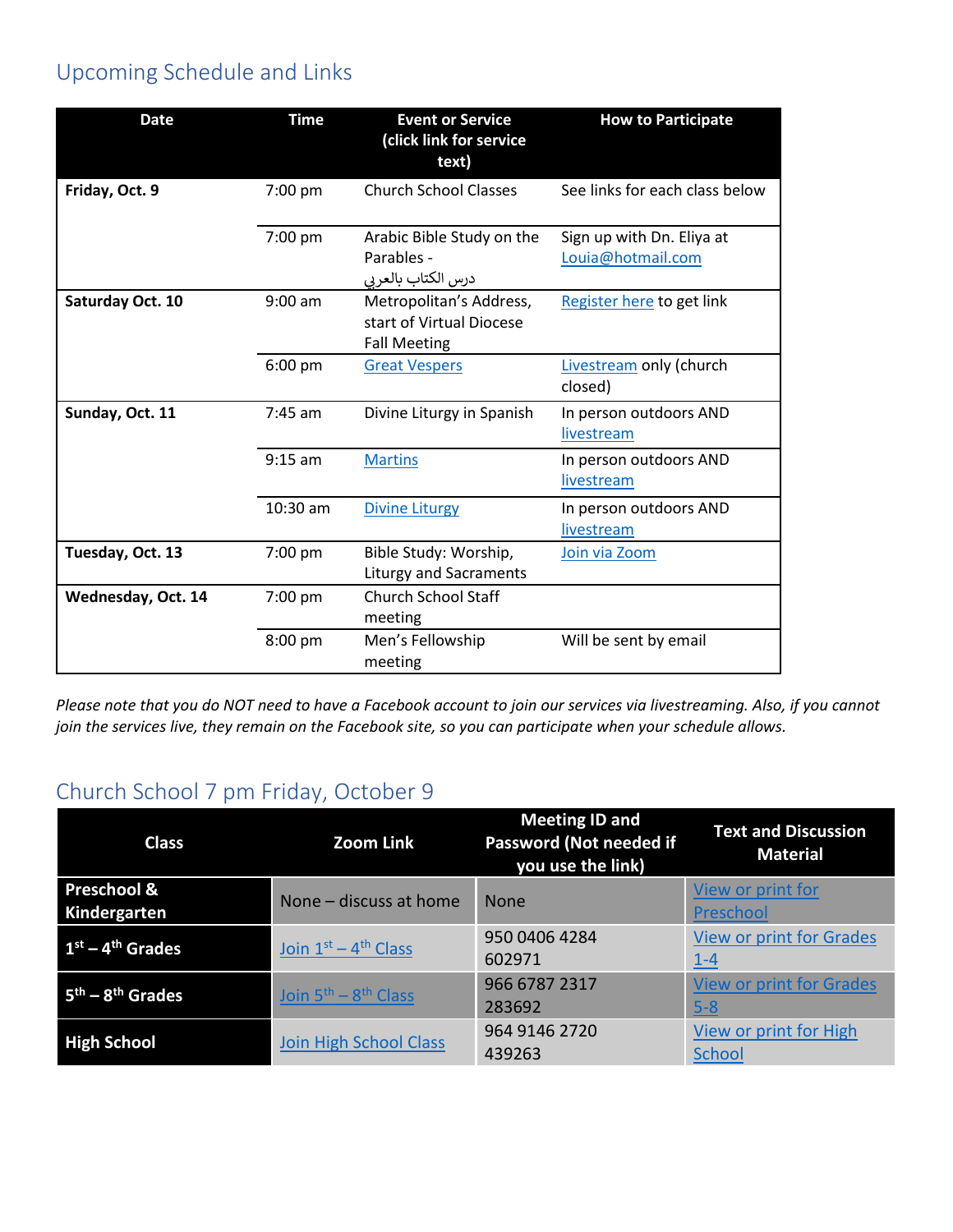## Upcoming Schedule and Links

| Date | Time | Event or Service (click link for service text) | How to Participate |
|---|---|---|---|
| **Friday, Oct. 9** | 7:00 pm | Church School Classes | See links for each class below |
| | 7:00 pm | Arabic Bible Study on the Parables - درس الكتاب بالعربي | Sign up with Dn. Eliya at Louia@hotmail.com |
| **Saturday Oct. 10** | 9:00 am | Metropolitan's Address, start of Virtual Diocese Fall Meeting | Register here to get link |
| | 6:00 pm | Great Vespers | Livestream only (church closed) |
| **Sunday, Oct. 11** | 7:45 am | Divine Liturgy in Spanish | In person outdoors AND livestream |
| | 9:15 am | Martins | In person outdoors AND livestream |
| | 10:30 am | Divine Liturgy | In person outdoors AND livestream |
| **Tuesday, Oct. 13** | 7:00 pm | Bible Study: Worship, Liturgy and Sacraments | Join via Zoom |
| **Wednesday, Oct. 14** | 7:00 pm | Church School Staff meeting | |
| | 8:00 pm | Men's Fellowship meeting | Will be sent by email |

*Please note that you do NOT need to have a Facebook account to join our services via livestreaming. Also, if you cannot join the services live, they remain on the Facebook site, so you can participate when your schedule allows.*

## Church School 7 pm Friday, October 9

| Class | Zoom Link | Meeting ID and Password (Not needed if you use the link) | Text and Discussion Material |
|---|---|---|---|
| **Preschool & Kindergarten** | None – discuss at home | None | View or print for Preschool |
| **1st – 4th Grades** | Join 1st – 4th Class | 950 0406 4284 602971 | View or print for Grades 1-4 |
| **5th – 8th Grades** | Join 5th – 8th Class | 966 6787 2317 283692 | View or print for Grades 5-8 |
| **High School** | Join High School Class | 964 9146 2720 439263 | View or print for High School |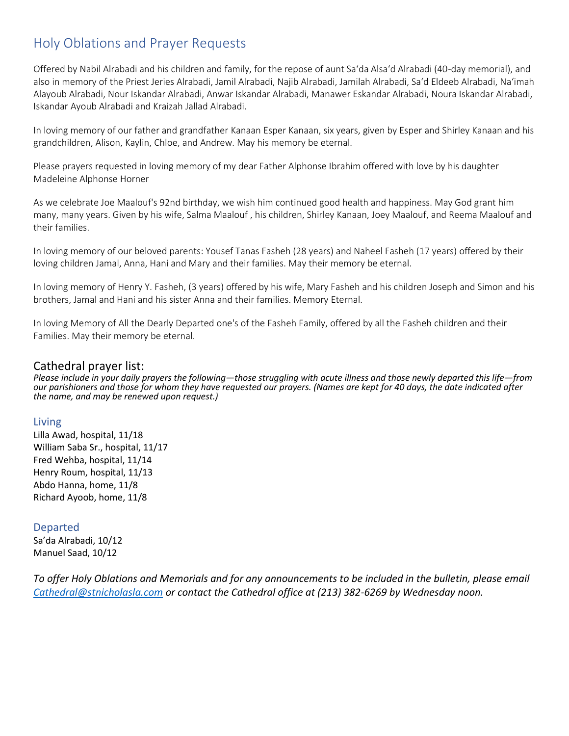# Holy Oblations and Prayer Requests

Offered by Nabil Alrabadi and his children and family, for the repose of aunt Sa'da Alsa'd Alrabadi (40-day memorial), and also in memory of the Priest Jeries Alrabadi, Jamil Alrabadi, Najib Alrabadi, Jamilah Alrabadi, Sa'd Eldeeb Alrabadi, Na'imah Alayoub Alrabadi, Nour Iskandar Alrabadi, Anwar Iskandar Alrabadi, Manawer Eskandar Alrabadi, Noura Iskandar Alrabadi, Iskandar Ayoub Alrabadi and Kraizah Jallad Alrabadi.

In loving memory of our father and grandfather Kanaan Esper Kanaan, six years, given by Esper and Shirley Kanaan and his grandchildren, Alison, Kaylin, Chloe, and Andrew. May his memory be eternal.

Please prayers requested in loving memory of my dear Father Alphonse Ibrahim offered with love by his daughter Madeleine Alphonse Horner

As we celebrate Joe Maalouf's 92nd birthday, we wish him continued good health and happiness. May God grant him many, many years. Given by his wife, Salma Maalouf , his children, Shirley Kanaan, Joey Maalouf, and Reema Maalouf and their families.

In loving memory of our beloved parents: Yousef Tanas Fasheh (28 years) and Naheel Fasheh (17 years) offered by their loving children Jamal, Anna, Hani and Mary and their families. May their memory be eternal.

In loving memory of Henry Y. Fasheh, (3 years) offered by his wife, Mary Fasheh and his children Joseph and Simon and his brothers, Jamal and Hani and his sister Anna and their families. Memory Eternal.

In loving Memory of All the Dearly Departed one's of the Fasheh Family, offered by all the Fasheh children and their Families. May their memory be eternal.

## Cathedral prayer list:

*Please include in your daily prayers the following—those struggling with acute illness and those newly departed this life—from our parishioners and those for whom they have requested our prayers. (Names are kept for 40 days, the date indicated after the name, and may be renewed upon request.)*

### Living

Lilla Awad, hospital, 11/18
William Saba Sr., hospital, 11/17
Fred Wehba, hospital, 11/14
Henry Roum, hospital, 11/13
Abdo Hanna, home, 11/8
Richard Ayoob, home, 11/8

### Departed

Sa'da Alrabadi, 10/12
Manuel Saad, 10/12

*To offer Holy Oblations and Memorials and for any announcements to be included in the bulletin, please email [Cathedral@stnicholasla.com](mailto:Cathedral@stnicholasla.com) or contact the Cathedral office at (213) 382-6269 by Wednesday noon.*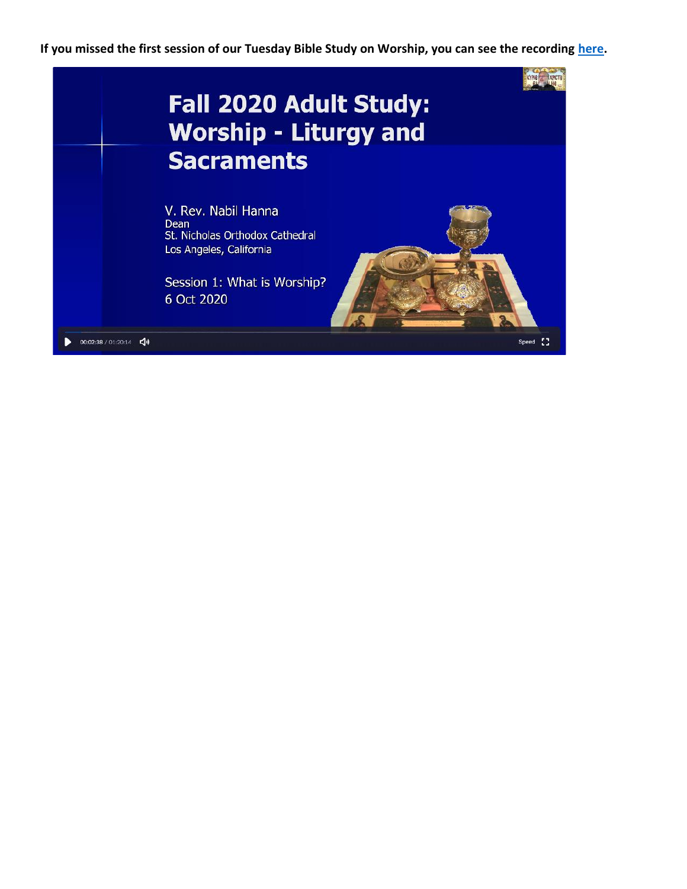**If you missed the first session of our Tuesday Bible Study on Worship, you can see the recording [here](#).**

# Fall 2020 Adult Study: Worship - Liturgy and Sacraments

V. Rev. Nabil Hanna
Dean
St. Nicholas Orthodox Cathedral
Los Angeles, California

Session 1: What is Worship?
6 Oct 2020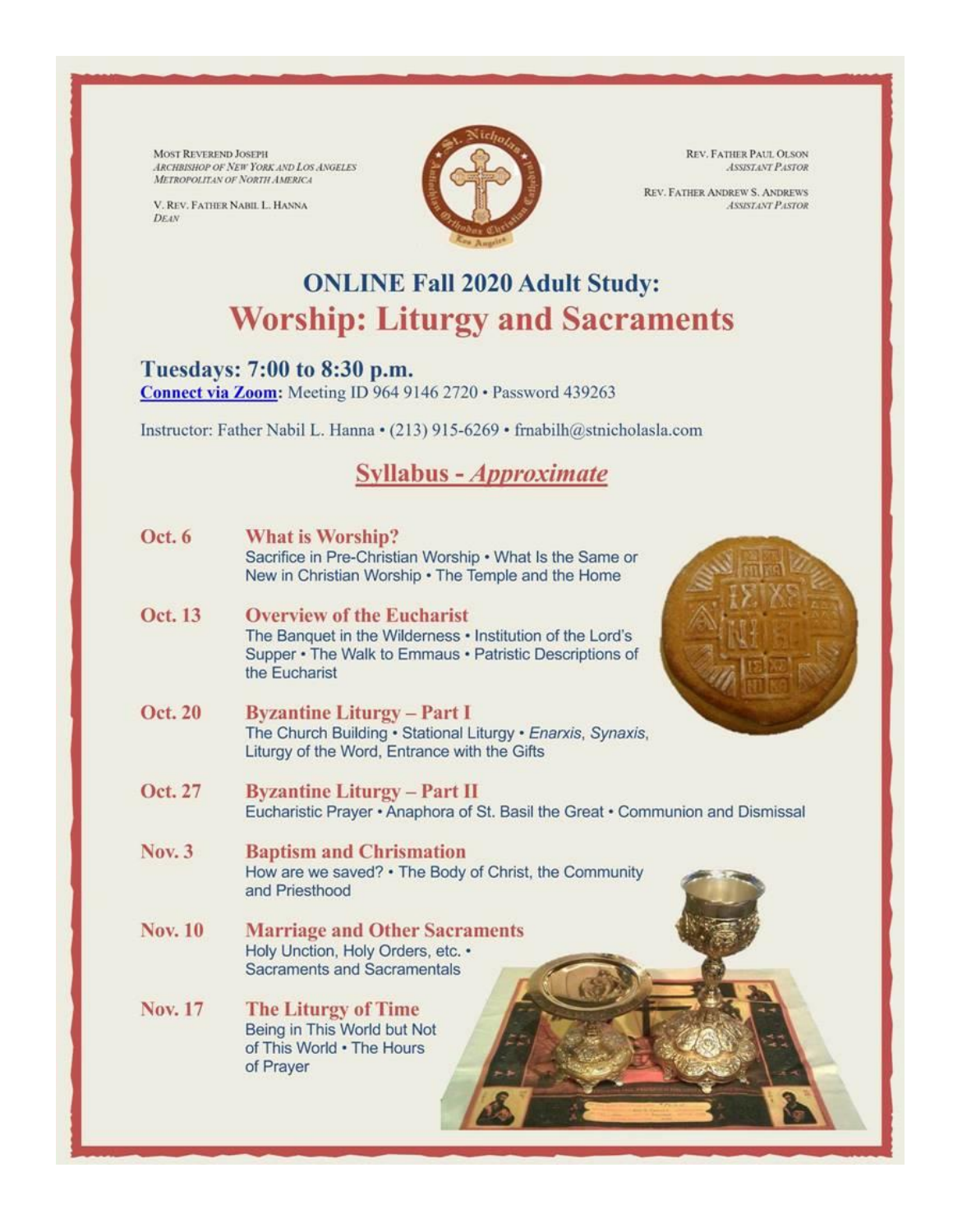MOST REVEREND JOSEPH
*ARCHBISHOP OF NEW YORK AND LOS ANGELES*
*METROPOLITAN OF NORTH AMERICA*

V. REV. FATHER NABIL L. HANNA
*DEAN*

REV. FATHER PAUL OLSON
*ASSISTANT PASTOR*

REV. FATHER ANDREW S. ANDREWS
*ASSISTANT PASTOR*

# ONLINE Fall 2020 Adult Study:

# Worship: Liturgy and Sacraments

## Tuesdays: 7:00 to 8:30 p.m.

**Connect via Zoom**: Meeting ID 964 9146 2720 • Password 439263

Instructor: Father Nabil L. Hanna • (213) 915-6269 • frnabilh@stnicholasla.com

## Syllabus - *Approximate*

**Oct. 6** — **What is Worship?**
Sacrifice in Pre-Christian Worship • What Is the Same or New in Christian Worship • The Temple and the Home

**Oct. 13** — **Overview of the Eucharist**
The Banquet in the Wilderness • Institution of the Lord's Supper • The Walk to Emmaus • Patristic Descriptions of the Eucharist

**Oct. 20** — **Byzantine Liturgy – Part I**
The Church Building • Stational Liturgy • *Enarxis*, *Synaxis*, Liturgy of the Word, Entrance with the Gifts

**Oct. 27** — **Byzantine Liturgy – Part II**
Eucharistic Prayer • Anaphora of St. Basil the Great • Communion and Dismissal

**Nov. 3** — **Baptism and Chrismation**
How are we saved? • The Body of Christ, the Community and Priesthood

**Nov. 10** — **Marriage and Other Sacraments**
Holy Unction, Holy Orders, etc. • Sacraments and Sacramentals

**Nov. 17** — **The Liturgy of Time**
Being in This World but Not of This World • The Hours of Prayer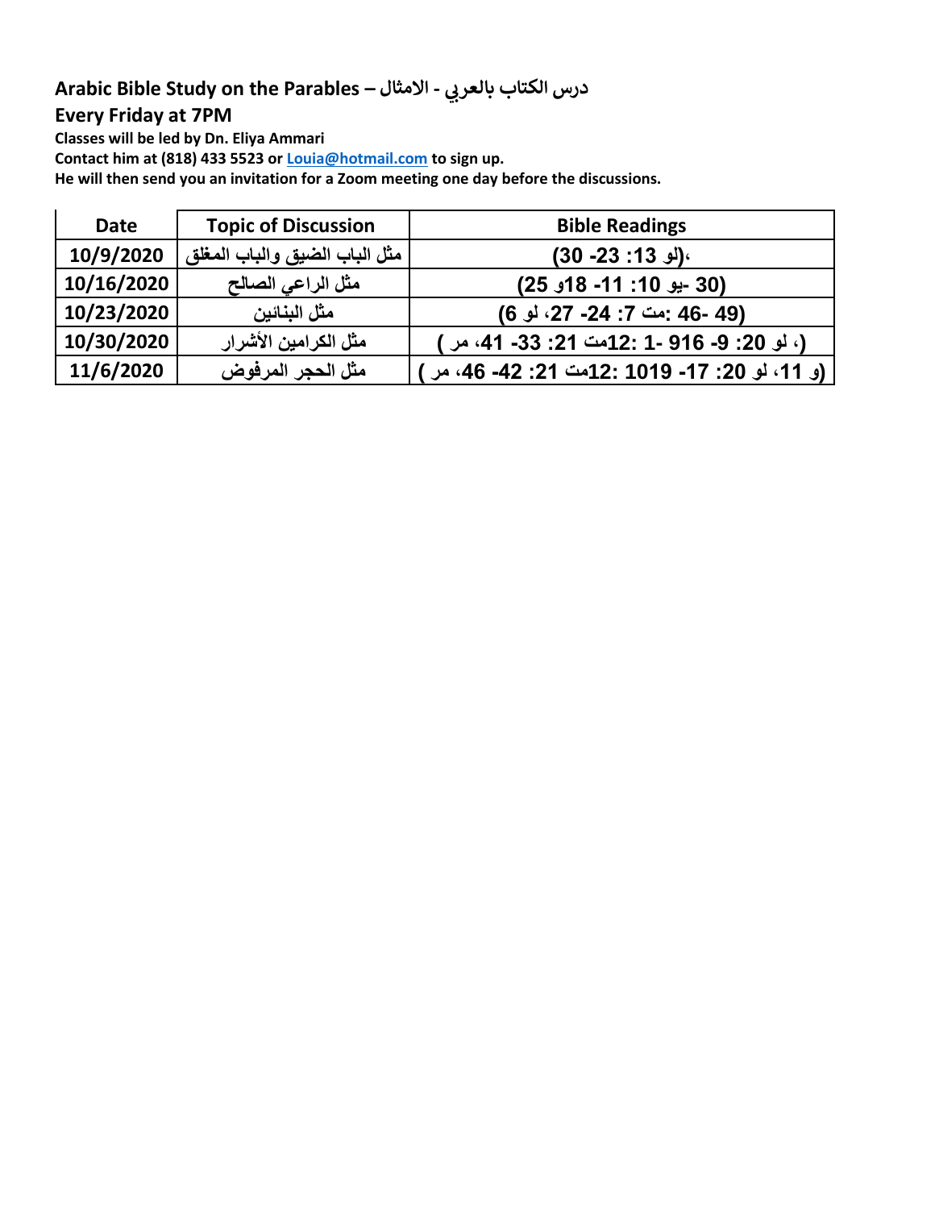## Arabic Bible Study on the Parables – درس الكتاب بالعربي - الامثال

## Every Friday at 7PM

**Classes will be led by Dn. Eliya Ammari**
**Contact him at (818) 433 5523 or Louia@hotmail.com to sign up.**
**He will then send you an invitation for a Zoom meeting one day before the discussions.**

| Date | Topic of Discussion | Bible Readings |
|---|---|---|
| 10/9/2020 | مثل الباب الضيق والباب المغلق | ،(لو 13: 23- 30) |
| 10/16/2020 | مثل الراعي الصالح | (30 -يو 10: 11- 18و 25) |
| 10/23/2020 | مثل البنائين | (49 -46 :مت 7: 24- 27، لو 6) |
| 10/30/2020 | مثل الكرامين الأشرار | (، لو 20: 9- 916 -1 :12مت 21: 33- 41، مر ) |
| 11/6/2020 | مثل الحجر المرفوض | (و 11، لو 20: 17- 1019 :12مت 21: 42- 46، مر ) |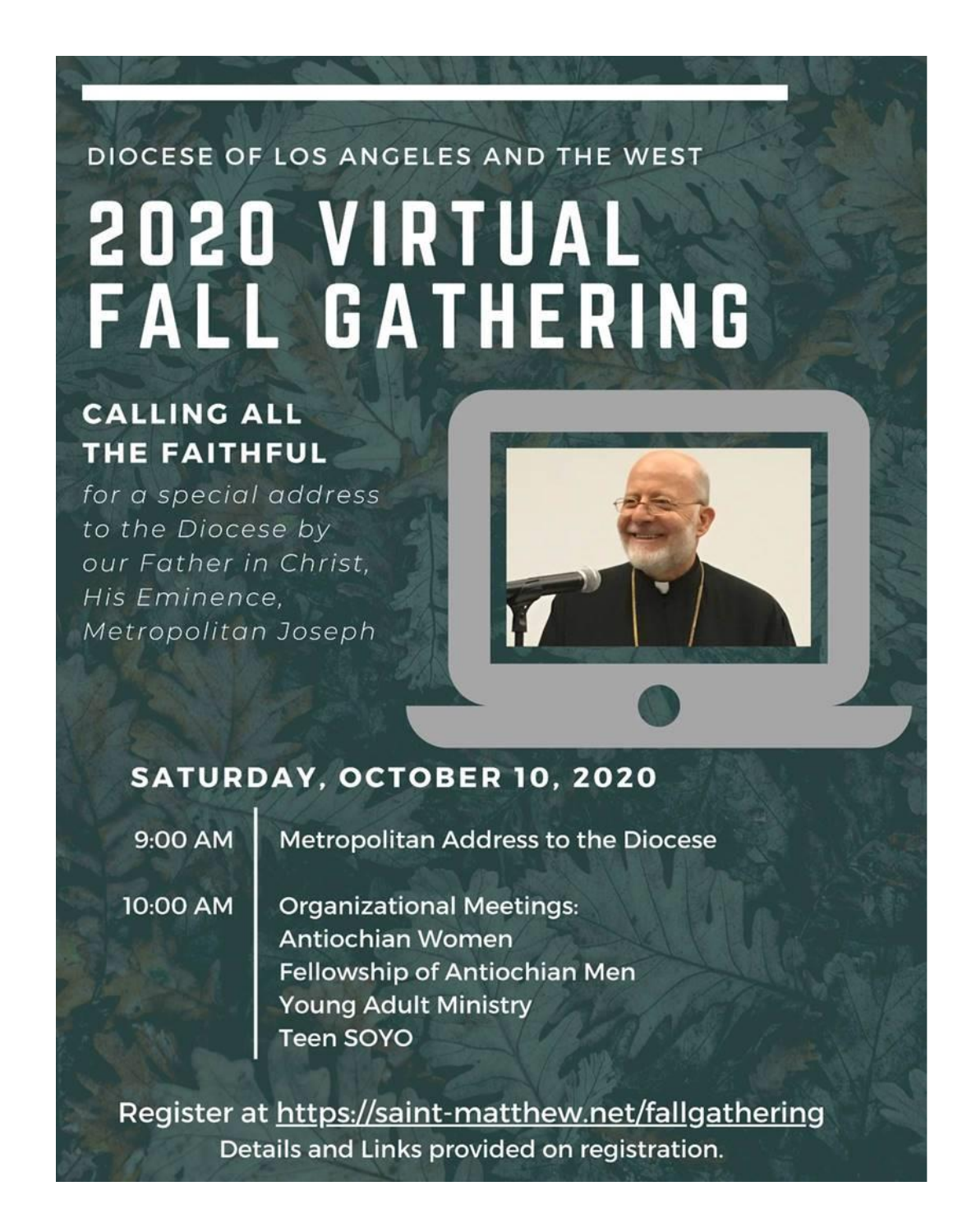DIOCESE OF LOS ANGELES AND THE WEST

# 2020 VIRTUAL FALL GATHERING

**CALLING ALL THE FAITHFUL**

*for a special address to the Diocese by our Father in Christ, His Eminence, Metropolitan Joseph*

## SATURDAY, OCTOBER 10, 2020

| | |
|---|---|
| 9:00 AM | Metropolitan Address to the Diocese |
| 10:00 AM | Organizational Meetings:<br>Antiochian Women<br>Fellowship of Antiochian Men<br>Young Adult Ministry<br>Teen SOYO |

Register at https://saint-matthew.net/fallgathering

Details and Links provided on registration.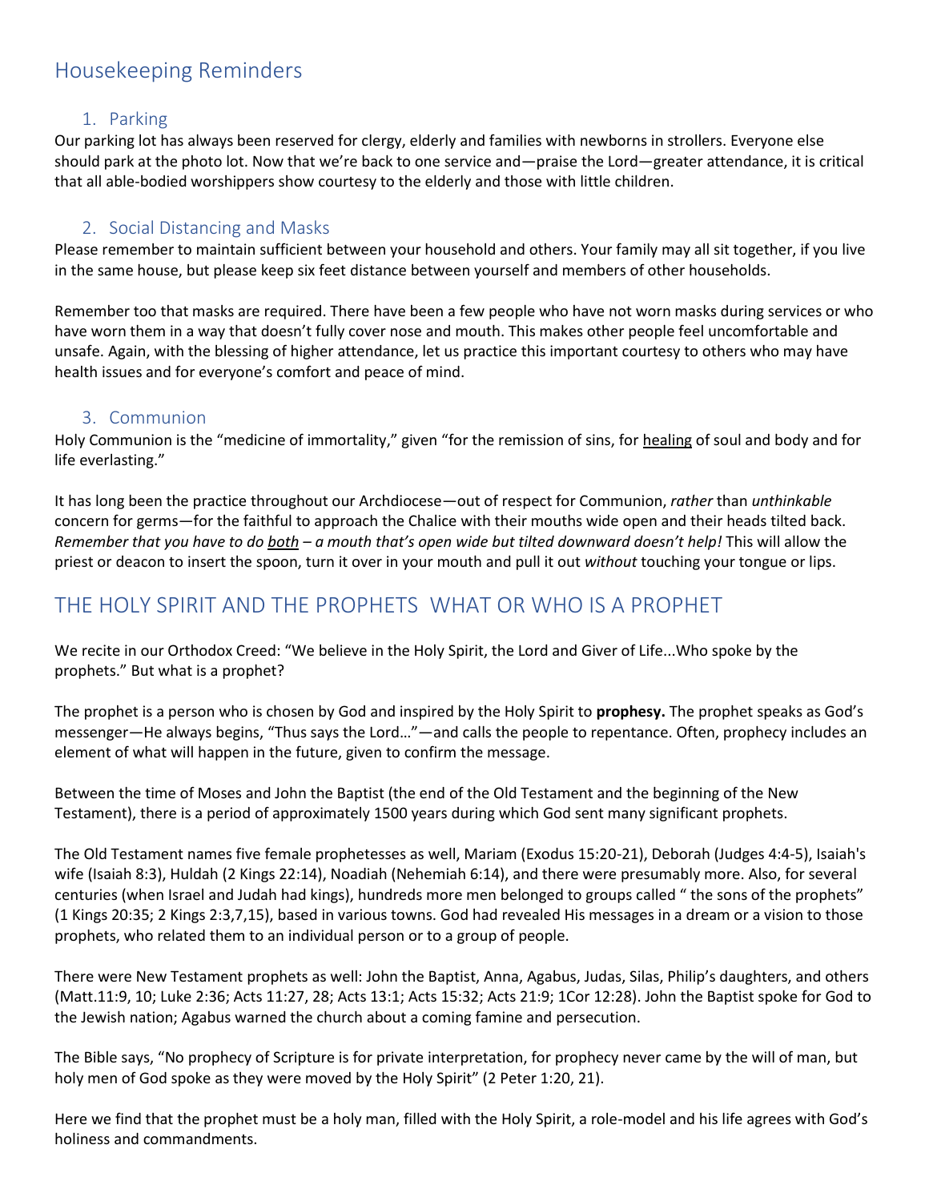## Housekeeping Reminders

### 1. Parking

Our parking lot has always been reserved for clergy, elderly and families with newborns in strollers. Everyone else should park at the photo lot. Now that we're back to one service and—praise the Lord—greater attendance, it is critical that all able-bodied worshippers show courtesy to the elderly and those with little children.

### 2. Social Distancing and Masks

Please remember to maintain sufficient between your household and others. Your family may all sit together, if you live in the same house, but please keep six feet distance between yourself and members of other households.

Remember too that masks are required. There have been a few people who have not worn masks during services or who have worn them in a way that doesn't fully cover nose and mouth. This makes other people feel uncomfortable and unsafe. Again, with the blessing of higher attendance, let us practice this important courtesy to others who may have health issues and for everyone's comfort and peace of mind.

### 3. Communion

Holy Communion is the "medicine of immortality," given "for the remission of sins, for <u>healing</u> of soul and body and for life everlasting."

It has long been the practice throughout our Archdiocese—out of respect for Communion, *rather* than *unthinkable* concern for germs—for the faithful to approach the Chalice with their mouths wide open and their heads tilted back. *Remember that you have to do <u>both</u> – a mouth that's open wide but tilted downward doesn't help!* This will allow the priest or deacon to insert the spoon, turn it over in your mouth and pull it out *without* touching your tongue or lips.

## THE HOLY SPIRIT AND THE PROPHETS WHAT OR WHO IS A PROPHET

We recite in our Orthodox Creed: "We believe in the Holy Spirit, the Lord and Giver of Life...Who spoke by the prophets." But what is a prophet?

The prophet is a person who is chosen by God and inspired by the Holy Spirit to **prophesy.** The prophet speaks as God's messenger—He always begins, "Thus says the Lord…"—and calls the people to repentance. Often, prophecy includes an element of what will happen in the future, given to confirm the message.

Between the time of Moses and John the Baptist (the end of the Old Testament and the beginning of the New Testament), there is a period of approximately 1500 years during which God sent many significant prophets.

The Old Testament names five female prophetesses as well, Mariam (Exodus 15:20-21), Deborah (Judges 4:4-5), Isaiah's wife (Isaiah 8:3), Huldah (2 Kings 22:14), Noadiah (Nehemiah 6:14), and there were presumably more. Also, for several centuries (when Israel and Judah had kings), hundreds more men belonged to groups called " the sons of the prophets" (1 Kings 20:35; 2 Kings 2:3,7,15), based in various towns. God had revealed His messages in a dream or a vision to those prophets, who related them to an individual person or to a group of people.

There were New Testament prophets as well: John the Baptist, Anna, Agabus, Judas, Silas, Philip's daughters, and others (Matt.11:9, 10; Luke 2:36; Acts 11:27, 28; Acts 13:1; Acts 15:32; Acts 21:9; 1Cor 12:28). John the Baptist spoke for God to the Jewish nation; Agabus warned the church about a coming famine and persecution.

The Bible says, "No prophecy of Scripture is for private interpretation, for prophecy never came by the will of man, but holy men of God spoke as they were moved by the Holy Spirit" (2 Peter 1:20, 21).

Here we find that the prophet must be a holy man, filled with the Holy Spirit, a role-model and his life agrees with God's holiness and commandments.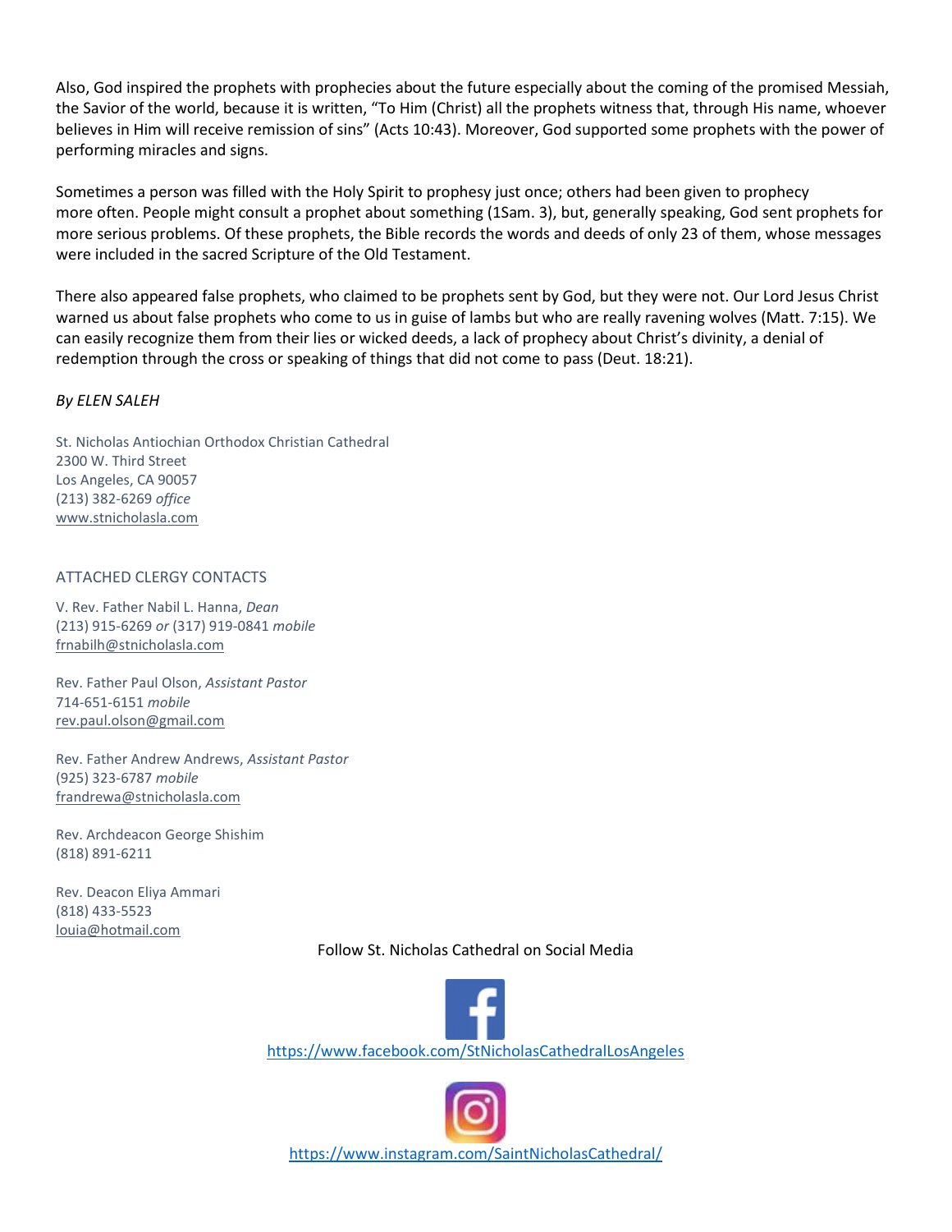Also, God inspired the prophets with prophecies about the future especially about the coming of the promised Messiah, the Savior of the world, because it is written, "To Him (Christ) all the prophets witness that, through His name, whoever believes in Him will receive remission of sins" (Acts 10:43). Moreover, God supported some prophets with the power of performing miracles and signs.

Sometimes a person was filled with the Holy Spirit to prophesy just once; others had been given to prophecy more often. People might consult a prophet about something (1Sam. 3), but, generally speaking, God sent prophets for more serious problems. Of these prophets, the Bible records the words and deeds of only 23 of them, whose messages were included in the sacred Scripture of the Old Testament.

There also appeared false prophets, who claimed to be prophets sent by God, but they were not. Our Lord Jesus Christ warned us about false prophets who come to us in guise of lambs but who are really ravening wolves (Matt. 7:15). We can easily recognize them from their lies or wicked deeds, a lack of prophecy about Christ's divinity, a denial of redemption through the cross or speaking of things that did not come to pass (Deut. 18:21).

*By ELEN SALEH*

St. Nicholas Antiochian Orthodox Christian Cathedral
2300 W. Third Street
Los Angeles, CA 90057
(213) 382-6269 *office*
www.stnicholasla.com

ATTACHED CLERGY CONTACTS

V. Rev. Father Nabil L. Hanna, *Dean*
(213) 915-6269 *or* (317) 919-0841 *mobile*
frnabilh@stnicholasla.com

Rev. Father Paul Olson, *Assistant Pastor*
714-651-6151 *mobile*
rev.paul.olson@gmail.com

Rev. Father Andrew Andrews, *Assistant Pastor*
(925) 323-6787 *mobile*
frandrewa@stnicholasla.com

Rev. Archdeacon George Shishim
(818) 891-6211

Rev. Deacon Eliya Ammari
(818) 433-5523
louia@hotmail.com

Follow St. Nicholas Cathedral on Social Media

https://www.facebook.com/StNicholasCathedralLosAngeles

https://www.instagram.com/SaintNicholasCathedral/